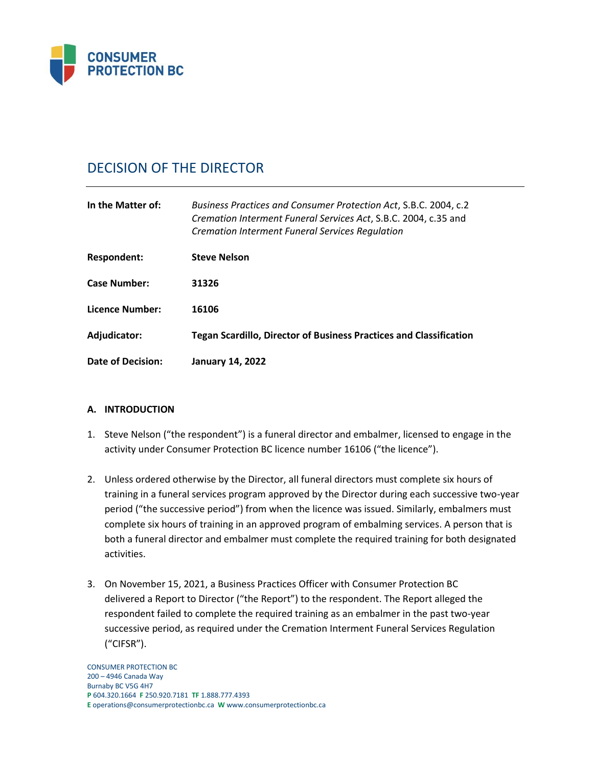CONSUMER PROTECTION BC

# DECISION OF THE DIRECTOR

| | |
|---|---|
| **In the Matter of:** | *Business Practices and Consumer Protection Act*, S.B.C. 2004, c.2<br>*Cremation Interment Funeral Services Act*, S.B.C. 2004, c.35 and<br>*Cremation Interment Funeral Services Regulation* |
| **Respondent:** | **Steve Nelson** |
| **Case Number:** | **31326** |
| **Licence Number:** | **16106** |
| **Adjudicator:** | **Tegan Scardillo, Director of Business Practices and Classification** |
| **Date of Decision:** | **January 14, 2022** |

## A. INTRODUCTION

1. Steve Nelson ("the respondent") is a funeral director and embalmer, licensed to engage in the activity under Consumer Protection BC licence number 16106 ("the licence").

2. Unless ordered otherwise by the Director, all funeral directors must complete six hours of training in a funeral services program approved by the Director during each successive two-year period ("the successive period") from when the licence was issued. Similarly, embalmers must complete six hours of training in an approved program of embalming services. A person that is both a funeral director and embalmer must complete the required training for both designated activities.

3. On November 15, 2021, a Business Practices Officer with Consumer Protection BC delivered a Report to Director ("the Report") to the respondent. The Report alleged the respondent failed to complete the required training as an embalmer in the past two-year successive period, as required under the Cremation Interment Funeral Services Regulation ("CIFSR").

CONSUMER PROTECTION BC
200 – 4946 Canada Way
Burnaby BC V5G 4H7
**P** 604.320.1664 **F** 250.920.7181 **TF** 1.888.777.4393
**E** operations@consumerprotectionbc.ca **W** www.consumerprotectionbc.ca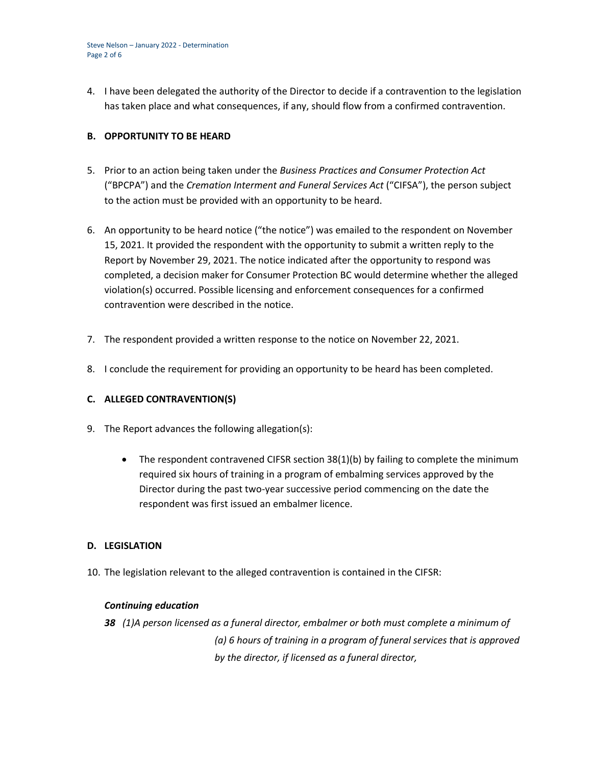4. I have been delegated the authority of the Director to decide if a contravention to the legislation has taken place and what consequences, if any, should flow from a confirmed contravention.

## B. OPPORTUNITY TO BE HEARD

5. Prior to an action being taken under the *Business Practices and Consumer Protection Act* ("BPCPA") and the *Cremation Interment and Funeral Services Act* ("CIFSA"), the person subject to the action must be provided with an opportunity to be heard.

6. An opportunity to be heard notice ("the notice") was emailed to the respondent on November 15, 2021. It provided the respondent with the opportunity to submit a written reply to the Report by November 29, 2021. The notice indicated after the opportunity to respond was completed, a decision maker for Consumer Protection BC would determine whether the alleged violation(s) occurred. Possible licensing and enforcement consequences for a confirmed contravention were described in the notice.

7. The respondent provided a written response to the notice on November 22, 2021.

8. I conclude the requirement for providing an opportunity to be heard has been completed.

## C. ALLEGED CONTRAVENTION(S)

9. The Report advances the following allegation(s):

   - The respondent contravened CIFSR section 38(1)(b) by failing to complete the minimum required six hours of training in a program of embalming services approved by the Director during the past two-year successive period commencing on the date the respondent was first issued an embalmer licence.

## D. LEGISLATION

10. The legislation relevant to the alleged contravention is contained in the CIFSR:

***Continuing education***

***38*** *(1)A person licensed as a funeral director, embalmer or both must complete a minimum of*

*(a) 6 hours of training in a program of funeral services that is approved by the director, if licensed as a funeral director,*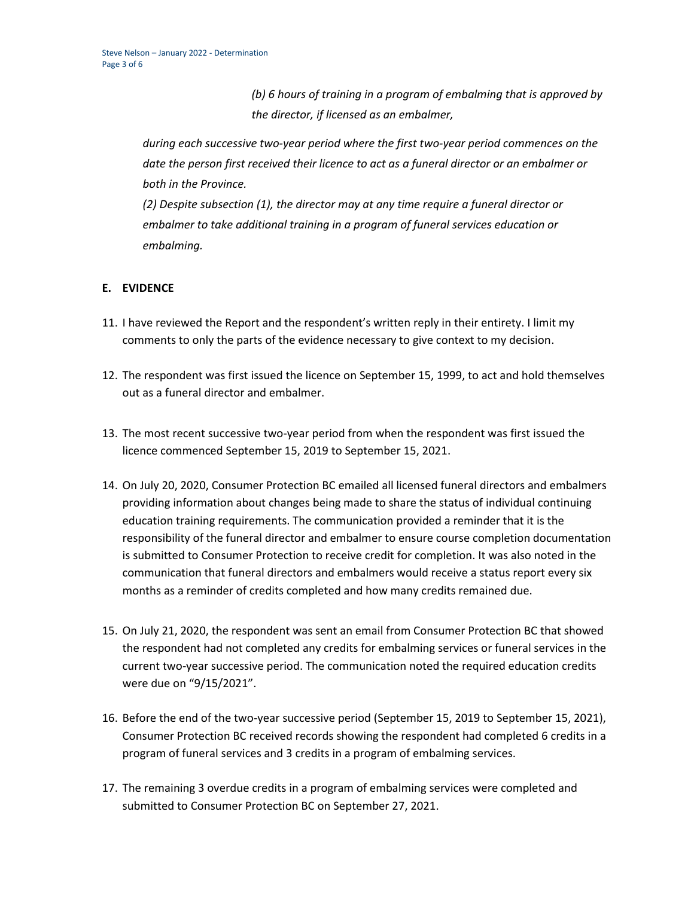*(b) 6 hours of training in a program of embalming that is approved by the director, if licensed as an embalmer,*

*during each successive two-year period where the first two-year period commences on the date the person first received their licence to act as a funeral director or an embalmer or both in the Province.*

*(2) Despite subsection (1), the director may at any time require a funeral director or embalmer to take additional training in a program of funeral services education or embalming.*

## E. EVIDENCE

11. I have reviewed the Report and the respondent's written reply in their entirety. I limit my comments to only the parts of the evidence necessary to give context to my decision.

12. The respondent was first issued the licence on September 15, 1999, to act and hold themselves out as a funeral director and embalmer.

13. The most recent successive two-year period from when the respondent was first issued the licence commenced September 15, 2019 to September 15, 2021.

14. On July 20, 2020, Consumer Protection BC emailed all licensed funeral directors and embalmers providing information about changes being made to share the status of individual continuing education training requirements. The communication provided a reminder that it is the responsibility of the funeral director and embalmer to ensure course completion documentation is submitted to Consumer Protection to receive credit for completion. It was also noted in the communication that funeral directors and embalmers would receive a status report every six months as a reminder of credits completed and how many credits remained due.

15. On July 21, 2020, the respondent was sent an email from Consumer Protection BC that showed the respondent had not completed any credits for embalming services or funeral services in the current two-year successive period. The communication noted the required education credits were due on "9/15/2021".

16. Before the end of the two-year successive period (September 15, 2019 to September 15, 2021), Consumer Protection BC received records showing the respondent had completed 6 credits in a program of funeral services and 3 credits in a program of embalming services.

17. The remaining 3 overdue credits in a program of embalming services were completed and submitted to Consumer Protection BC on September 27, 2021.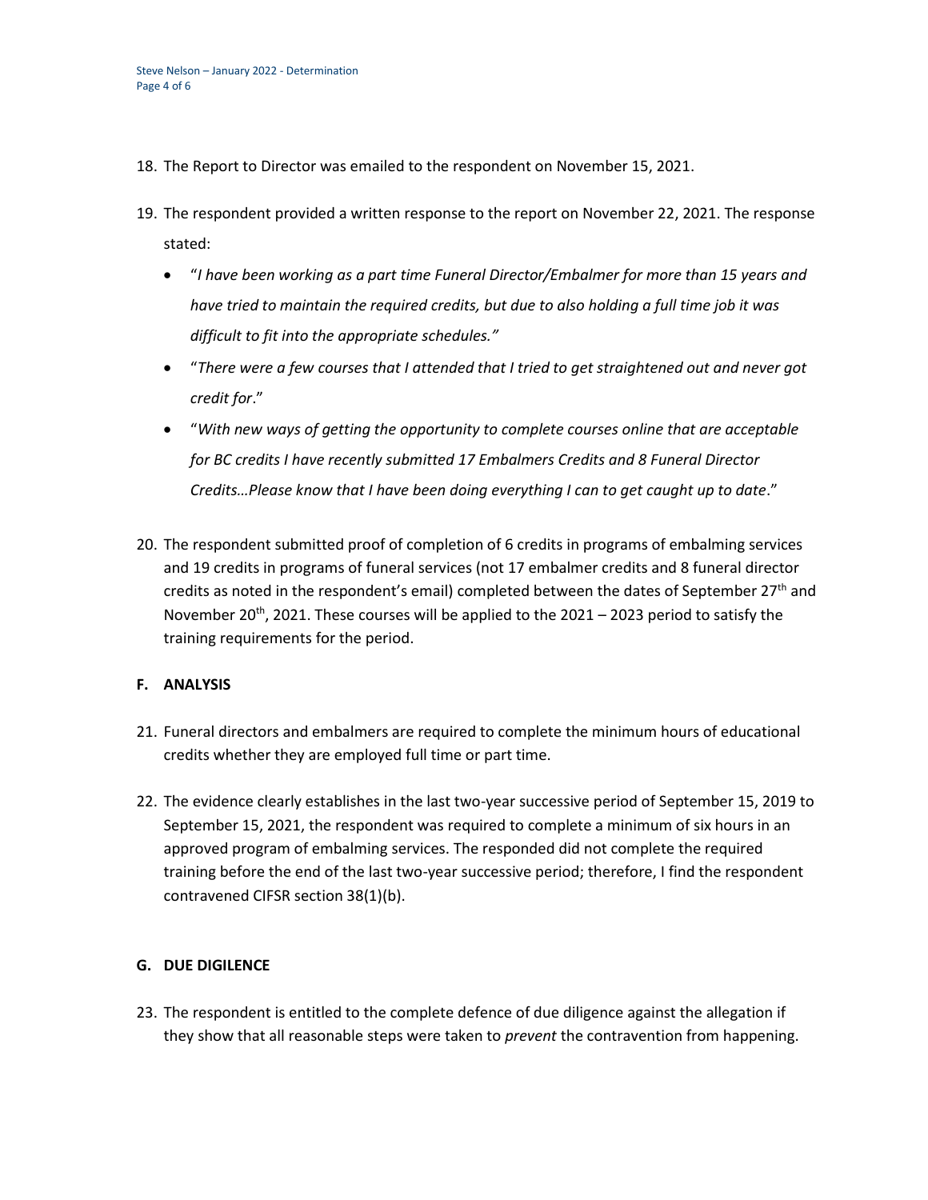18. The Report to Director was emailed to the respondent on November 15, 2021.

19. The respondent provided a written response to the report on November 22, 2021. The response stated:

    - "*I have been working as a part time Funeral Director/Embalmer for more than 15 years and have tried to maintain the required credits, but due to also holding a full time job it was difficult to fit into the appropriate schedules."*
    - "*There were a few courses that I attended that I tried to get straightened out and never got credit for*."
    - "*With new ways of getting the opportunity to complete courses online that are acceptable for BC credits I have recently submitted 17 Embalmers Credits and 8 Funeral Director Credits…Please know that I have been doing everything I can to get caught up to date*."

20. The respondent submitted proof of completion of 6 credits in programs of embalming services and 19 credits in programs of funeral services (not 17 embalmer credits and 8 funeral director credits as noted in the respondent's email) completed between the dates of September 27th and November 20th, 2021. These courses will be applied to the 2021 – 2023 period to satisfy the training requirements for the period.

## F. ANALYSIS

21. Funeral directors and embalmers are required to complete the minimum hours of educational credits whether they are employed full time or part time.

22. The evidence clearly establishes in the last two-year successive period of September 15, 2019 to September 15, 2021, the respondent was required to complete a minimum of six hours in an approved program of embalming services. The responded did not complete the required training before the end of the last two-year successive period; therefore, I find the respondent contravened CIFSR section 38(1)(b).

## G. DUE DIGILENCE

23. The respondent is entitled to the complete defence of due diligence against the allegation if they show that all reasonable steps were taken to *prevent* the contravention from happening.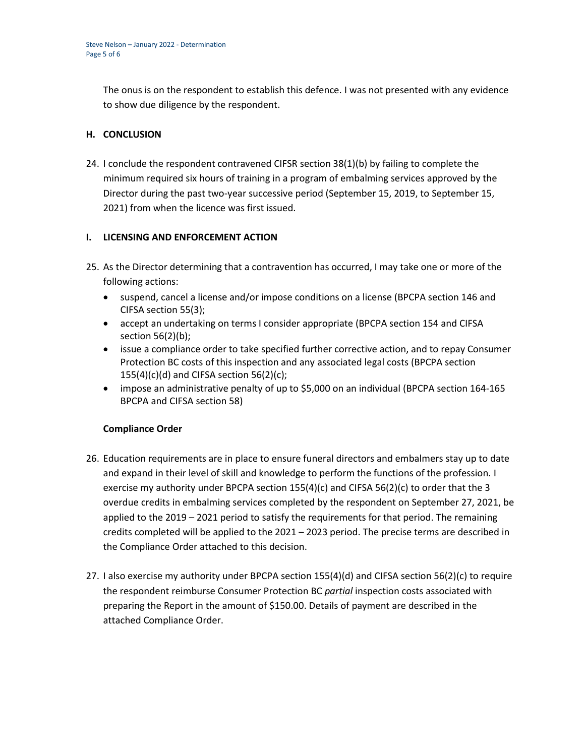The onus is on the respondent to establish this defence. I was not presented with any evidence to show due diligence by the respondent.

## H. CONCLUSION

24. I conclude the respondent contravened CIFSR section 38(1)(b) by failing to complete the minimum required six hours of training in a program of embalming services approved by the Director during the past two-year successive period (September 15, 2019, to September 15, 2021) from when the licence was first issued.

## I. LICENSING AND ENFORCEMENT ACTION

25. As the Director determining that a contravention has occurred, I may take one or more of the following actions:
    - suspend, cancel a license and/or impose conditions on a license (BPCPA section 146 and CIFSA section 55(3);
    - accept an undertaking on terms I consider appropriate (BPCPA section 154 and CIFSA section 56(2)(b);
    - issue a compliance order to take specified further corrective action, and to repay Consumer Protection BC costs of this inspection and any associated legal costs (BPCPA section 155(4)(c)(d) and CIFSA section 56(2)(c);
    - impose an administrative penalty of up to $5,000 on an individual (BPCPA section 164-165 BPCPA and CIFSA section 58)

**Compliance Order**

26. Education requirements are in place to ensure funeral directors and embalmers stay up to date and expand in their level of skill and knowledge to perform the functions of the profession. I exercise my authority under BPCPA section 155(4)(c) and CIFSA 56(2)(c) to order that the 3 overdue credits in embalming services completed by the respondent on September 27, 2021, be applied to the 2019 – 2021 period to satisfy the requirements for that period. The remaining credits completed will be applied to the 2021 – 2023 period. The precise terms are described in the Compliance Order attached to this decision.

27. I also exercise my authority under BPCPA section 155(4)(d) and CIFSA section 56(2)(c) to require the respondent reimburse Consumer Protection BC ***partial*** inspection costs associated with preparing the Report in the amount of $150.00. Details of payment are described in the attached Compliance Order.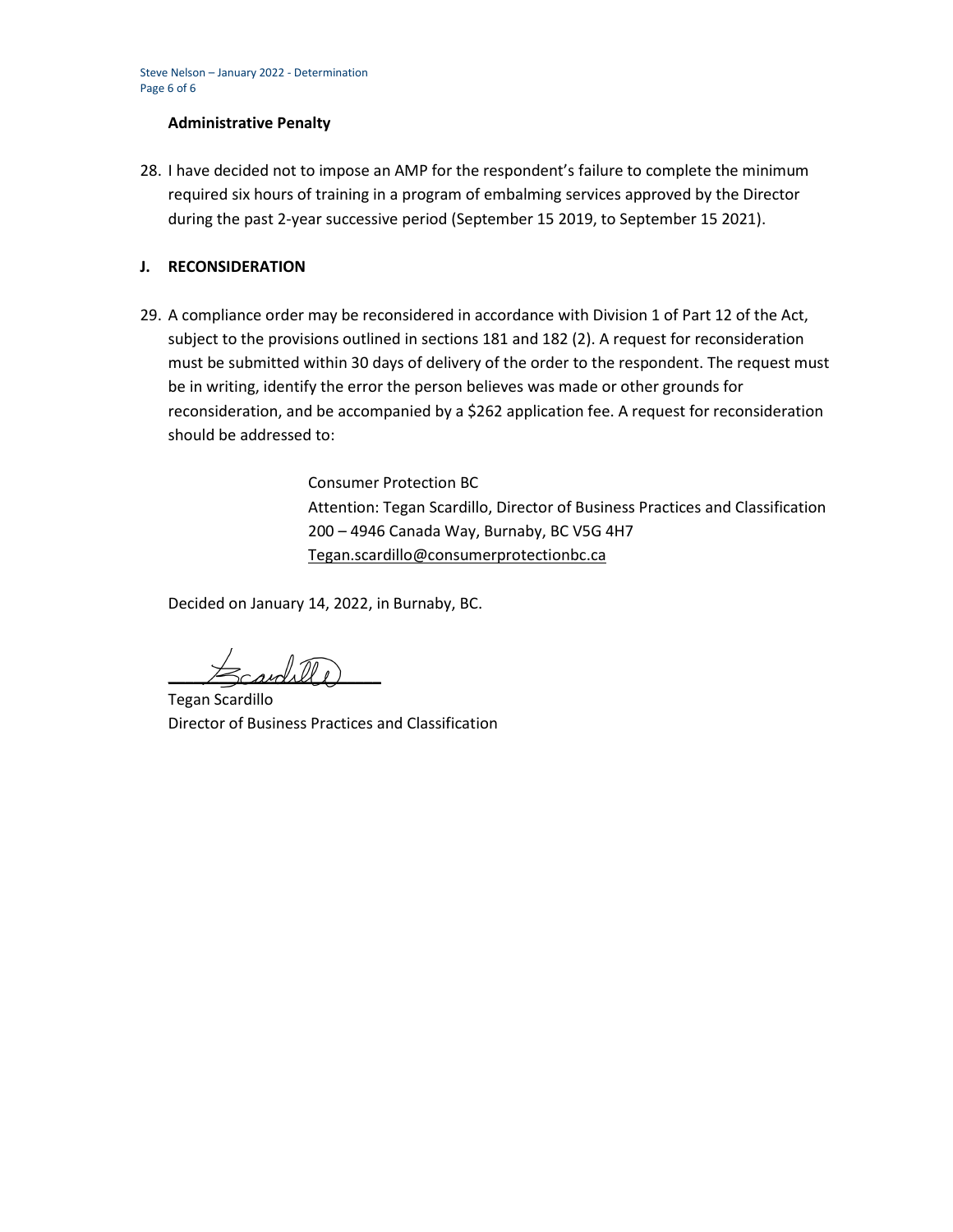**Administrative Penalty**

28. I have decided not to impose an AMP for the respondent's failure to complete the minimum required six hours of training in a program of embalming services approved by the Director during the past 2-year successive period (September 15 2019, to September 15 2021).

## J. RECONSIDERATION

29. A compliance order may be reconsidered in accordance with Division 1 of Part 12 of the Act, subject to the provisions outlined in sections 181 and 182 (2). A request for reconsideration must be submitted within 30 days of delivery of the order to the respondent. The request must be in writing, identify the error the person believes was made or other grounds for reconsideration, and be accompanied by a $262 application fee. A request for reconsideration should be addressed to:

   Consumer Protection BC
   Attention: Tegan Scardillo, Director of Business Practices and Classification
   200 – 4946 Canada Way, Burnaby, BC V5G 4H7
   Tegan.scardillo@consumerprotectionbc.ca

Decided on January 14, 2022, in Burnaby, BC.

Tegan Scardillo
Director of Business Practices and Classification